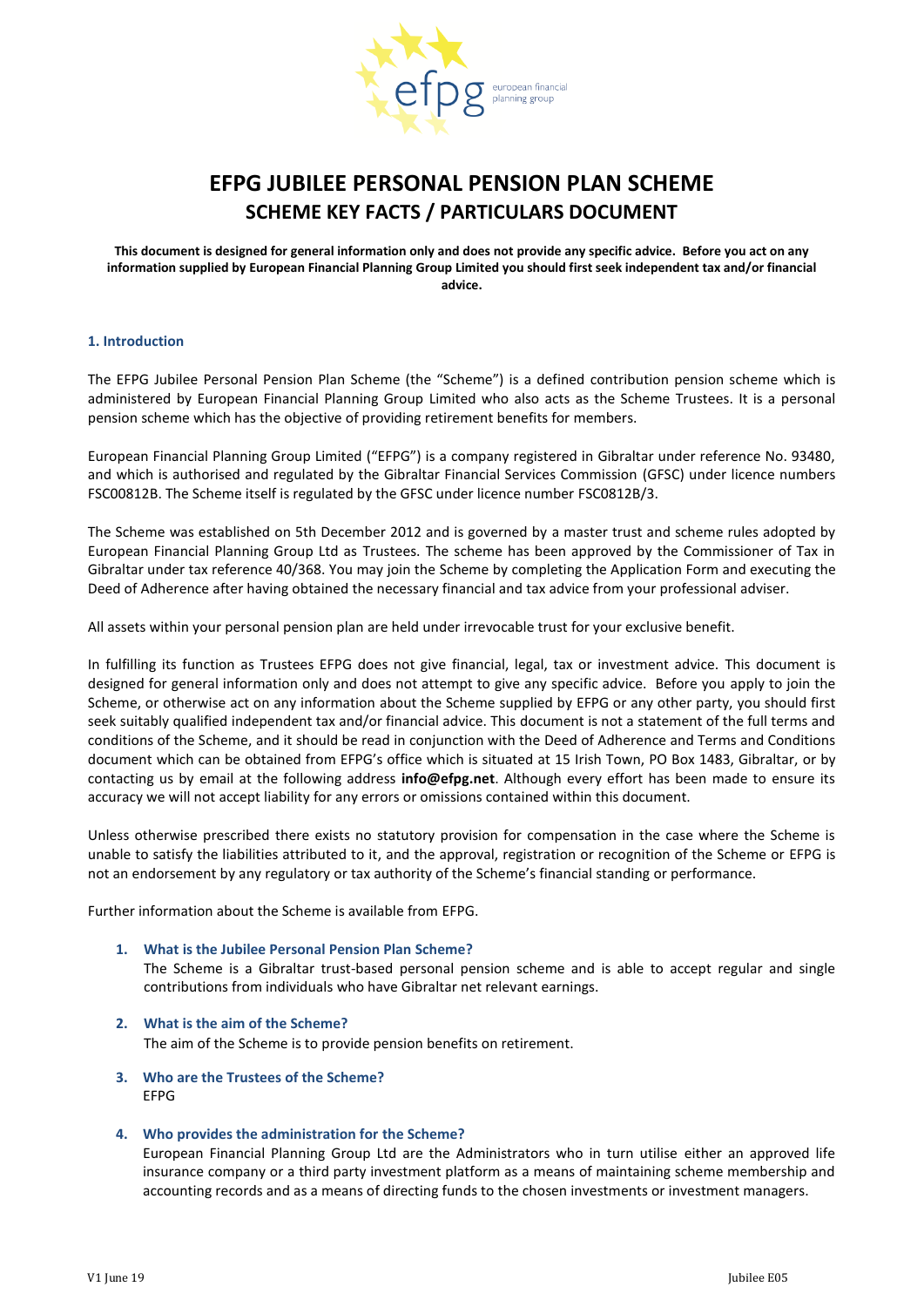# EFPG JUBILEE PERSONAL PENSION PLAN SCHEME

## SCHEME KEY FACTS / PARTICULARS DOCUMENT

**This document is designed for general information only and does not provide any specific advice. Before you act on any information supplied by European Financial Planning Group Limited you should first seek independent tax and/or financial advice.**

### 1. Introduction

The EFPG Jubilee Personal Pension Plan Scheme (the "Scheme") is a defined contribution pension scheme which is administered by European Financial Planning Group Limited who also acts as the Scheme Trustees. It is a personal pension scheme which has the objective of providing retirement benefits for members.

European Financial Planning Group Limited ("EFPG") is a company registered in Gibraltar under reference No. 93480, and which is authorised and regulated by the Gibraltar Financial Services Commission (GFSC) under licence numbers FSC00812B. The Scheme itself is regulated by the GFSC under licence number FSC0812B/3.

The Scheme was established on 5th December 2012 and is governed by a master trust and scheme rules adopted by European Financial Planning Group Ltd as Trustees. The scheme has been approved by the Commissioner of Tax in Gibraltar under tax reference 40/368. You may join the Scheme by completing the Application Form and executing the Deed of Adherence after having obtained the necessary financial and tax advice from your professional adviser.

All assets within your personal pension plan are held under irrevocable trust for your exclusive benefit.

In fulfilling its function as Trustees EFPG does not give financial, legal, tax or investment advice. This document is designed for general information only and does not attempt to give any specific advice. Before you apply to join the Scheme, or otherwise act on any information about the Scheme supplied by EFPG or any other party, you should first seek suitably qualified independent tax and/or financial advice. This document is not a statement of the full terms and conditions of the Scheme, and it should be read in conjunction with the Deed of Adherence and Terms and Conditions document which can be obtained from EFPG's office which is situated at 15 Irish Town, PO Box 1483, Gibraltar, or by contacting us by email at the following address **info@efpg.net**. Although every effort has been made to ensure its accuracy we will not accept liability for any errors or omissions contained within this document.

Unless otherwise prescribed there exists no statutory provision for compensation in the case where the Scheme is unable to satisfy the liabilities attributed to it, and the approval, registration or recognition of the Scheme or EFPG is not an endorsement by any regulatory or tax authority of the Scheme's financial standing or performance.

Further information about the Scheme is available from EFPG.

1. **What is the Jubilee Personal Pension Plan Scheme?**
   The Scheme is a Gibraltar trust-based personal pension scheme and is able to accept regular and single contributions from individuals who have Gibraltar net relevant earnings.

2. **What is the aim of the Scheme?**
   The aim of the Scheme is to provide pension benefits on retirement.

3. **Who are the Trustees of the Scheme?**
   EFPG

4. **Who provides the administration for the Scheme?**
   European Financial Planning Group Ltd are the Administrators who in turn utilise either an approved life insurance company or a third party investment platform as a means of maintaining scheme membership and accounting records and as a means of directing funds to the chosen investments or investment managers.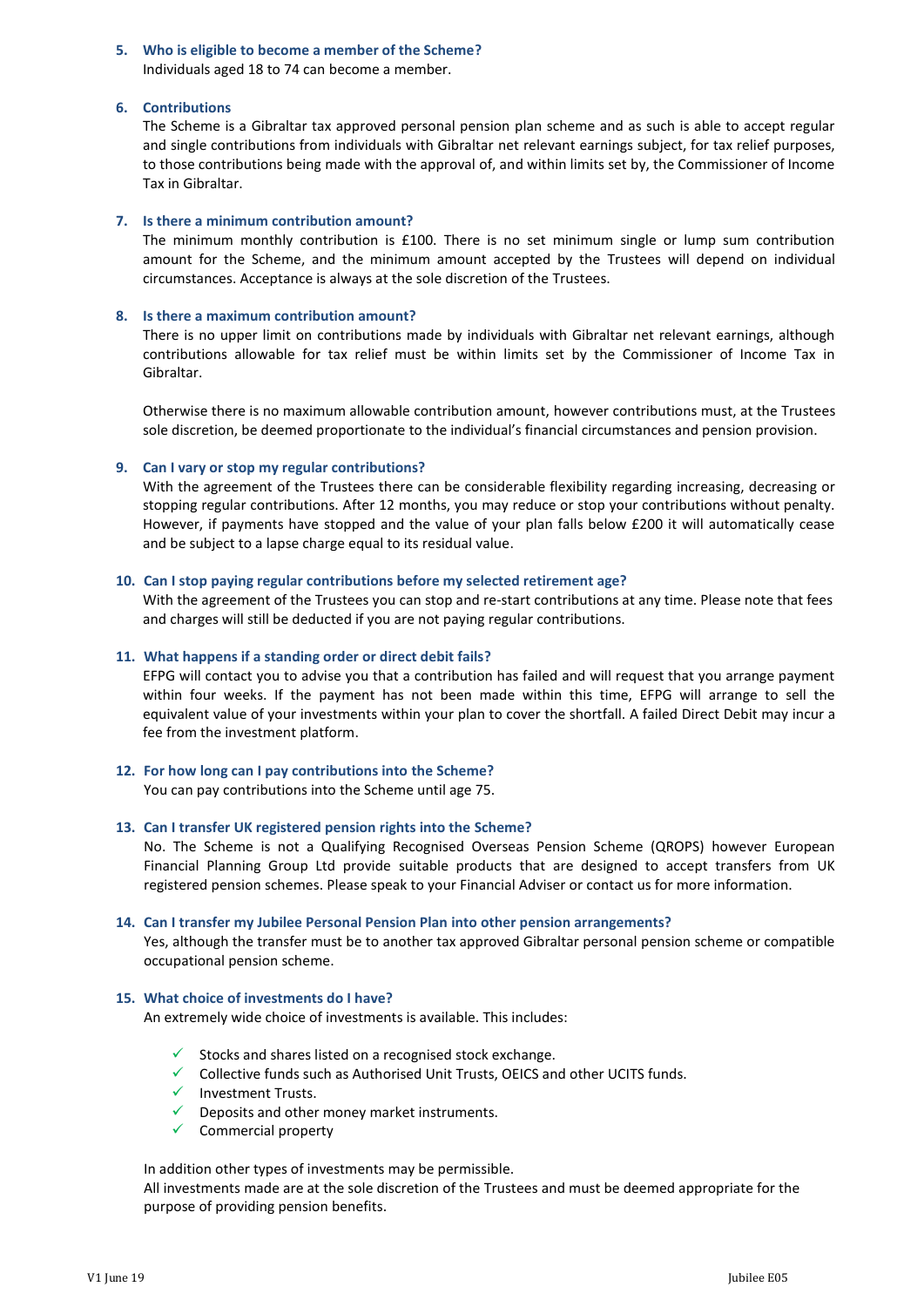### 5. Who is eligible to become a member of the Scheme?

Individuals aged 18 to 74 can become a member.

### 6. Contributions

The Scheme is a Gibraltar tax approved personal pension plan scheme and as such is able to accept regular and single contributions from individuals with Gibraltar net relevant earnings subject, for tax relief purposes, to those contributions being made with the approval of, and within limits set by, the Commissioner of Income Tax in Gibraltar.

### 7. Is there a minimum contribution amount?

The minimum monthly contribution is £100. There is no set minimum single or lump sum contribution amount for the Scheme, and the minimum amount accepted by the Trustees will depend on individual circumstances. Acceptance is always at the sole discretion of the Trustees.

### 8. Is there a maximum contribution amount?

There is no upper limit on contributions made by individuals with Gibraltar net relevant earnings, although contributions allowable for tax relief must be within limits set by the Commissioner of Income Tax in Gibraltar.

Otherwise there is no maximum allowable contribution amount, however contributions must, at the Trustees sole discretion, be deemed proportionate to the individual's financial circumstances and pension provision.

### 9. Can I vary or stop my regular contributions?

With the agreement of the Trustees there can be considerable flexibility regarding increasing, decreasing or stopping regular contributions. After 12 months, you may reduce or stop your contributions without penalty. However, if payments have stopped and the value of your plan falls below £200 it will automatically cease and be subject to a lapse charge equal to its residual value.

### 10. Can I stop paying regular contributions before my selected retirement age?

With the agreement of the Trustees you can stop and re-start contributions at any time. Please note that fees and charges will still be deducted if you are not paying regular contributions.

### 11. What happens if a standing order or direct debit fails?

EFPG will contact you to advise you that a contribution has failed and will request that you arrange payment within four weeks. If the payment has not been made within this time, EFPG will arrange to sell the equivalent value of your investments within your plan to cover the shortfall. A failed Direct Debit may incur a fee from the investment platform.

### 12. For how long can I pay contributions into the Scheme?

You can pay contributions into the Scheme until age 75.

### 13. Can I transfer UK registered pension rights into the Scheme?

No. The Scheme is not a Qualifying Recognised Overseas Pension Scheme (QROPS) however European Financial Planning Group Ltd provide suitable products that are designed to accept transfers from UK registered pension schemes. Please speak to your Financial Adviser or contact us for more information.

### 14. Can I transfer my Jubilee Personal Pension Plan into other pension arrangements?

Yes, although the transfer must be to another tax approved Gibraltar personal pension scheme or compatible occupational pension scheme.

### 15. What choice of investments do I have?

An extremely wide choice of investments is available. This includes:

- ✓ Stocks and shares listed on a recognised stock exchange.
- ✓ Collective funds such as Authorised Unit Trusts, OEICS and other UCITS funds.
- ✓ Investment Trusts.
- ✓ Deposits and other money market instruments.
- ✓ Commercial property

In addition other types of investments may be permissible.
All investments made are at the sole discretion of the Trustees and must be deemed appropriate for the purpose of providing pension benefits.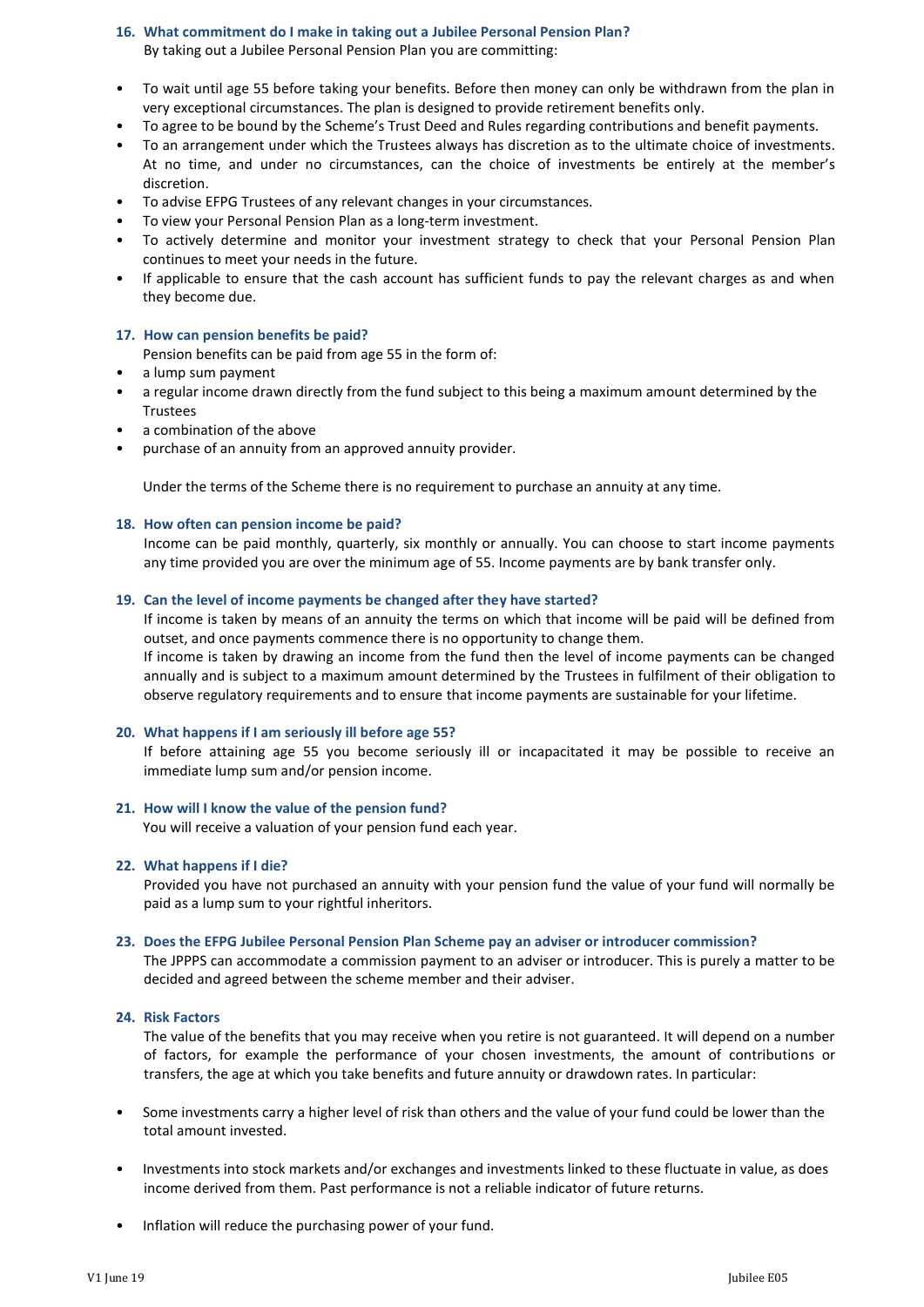### 16. What commitment do I make in taking out a Jubilee Personal Pension Plan?

By taking out a Jubilee Personal Pension Plan you are committing:

- To wait until age 55 before taking your benefits. Before then money can only be withdrawn from the plan in very exceptional circumstances. The plan is designed to provide retirement benefits only.
- To agree to be bound by the Scheme's Trust Deed and Rules regarding contributions and benefit payments.
- To an arrangement under which the Trustees always has discretion as to the ultimate choice of investments. At no time, and under no circumstances, can the choice of investments be entirely at the member's discretion.
- To advise EFPG Trustees of any relevant changes in your circumstances.
- To view your Personal Pension Plan as a long-term investment.
- To actively determine and monitor your investment strategy to check that your Personal Pension Plan continues to meet your needs in the future.
- If applicable to ensure that the cash account has sufficient funds to pay the relevant charges as and when they become due.

### 17. How can pension benefits be paid?

Pension benefits can be paid from age 55 in the form of:

- a lump sum payment
- a regular income drawn directly from the fund subject to this being a maximum amount determined by the Trustees
- a combination of the above
- purchase of an annuity from an approved annuity provider.

Under the terms of the Scheme there is no requirement to purchase an annuity at any time.

### 18. How often can pension income be paid?

Income can be paid monthly, quarterly, six monthly or annually. You can choose to start income payments any time provided you are over the minimum age of 55. Income payments are by bank transfer only.

### 19. Can the level of income payments be changed after they have started?

If income is taken by means of an annuity the terms on which that income will be paid will be defined from outset, and once payments commence there is no opportunity to change them.

If income is taken by drawing an income from the fund then the level of income payments can be changed annually and is subject to a maximum amount determined by the Trustees in fulfilment of their obligation to observe regulatory requirements and to ensure that income payments are sustainable for your lifetime.

### 20. What happens if I am seriously ill before age 55?

If before attaining age 55 you become seriously ill or incapacitated it may be possible to receive an immediate lump sum and/or pension income.

### 21. How will I know the value of the pension fund?

You will receive a valuation of your pension fund each year.

### 22. What happens if I die?

Provided you have not purchased an annuity with your pension fund the value of your fund will normally be paid as a lump sum to your rightful inheritors.

### 23. Does the EFPG Jubilee Personal Pension Plan Scheme pay an adviser or introducer commission?

The JPPPS can accommodate a commission payment to an adviser or introducer. This is purely a matter to be decided and agreed between the scheme member and their adviser.

### 24. Risk Factors

The value of the benefits that you may receive when you retire is not guaranteed. It will depend on a number of factors, for example the performance of your chosen investments, the amount of contributions or transfers, the age at which you take benefits and future annuity or drawdown rates. In particular:

- Some investments carry a higher level of risk than others and the value of your fund could be lower than the total amount invested.
- Investments into stock markets and/or exchanges and investments linked to these fluctuate in value, as does income derived from them. Past performance is not a reliable indicator of future returns.
- Inflation will reduce the purchasing power of your fund.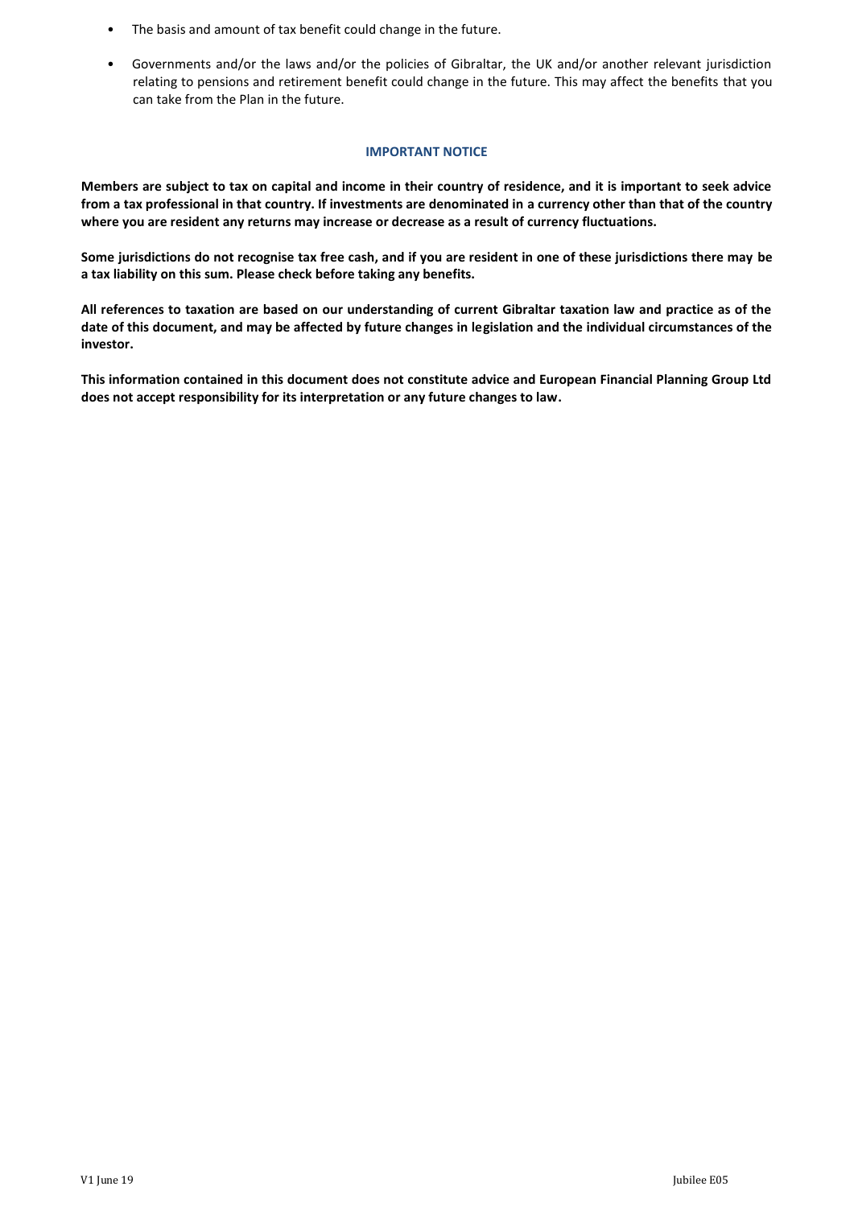- The basis and amount of tax benefit could change in the future.
- Governments and/or the laws and/or the policies of Gibraltar, the UK and/or another relevant jurisdiction relating to pensions and retirement benefit could change in the future. This may affect the benefits that you can take from the Plan in the future.

## IMPORTANT NOTICE

**Members are subject to tax on capital and income in their country of residence, and it is important to seek advice from a tax professional in that country. If investments are denominated in a currency other than that of the country where you are resident any returns may increase or decrease as a result of currency fluctuations.**

**Some jurisdictions do not recognise tax free cash, and if you are resident in one of these jurisdictions there may be a tax liability on this sum. Please check before taking any benefits.**

**All references to taxation are based on our understanding of current Gibraltar taxation law and practice as of the date of this document, and may be affected by future changes in legislation and the individual circumstances of the investor.**

**This information contained in this document does not constitute advice and European Financial Planning Group Ltd does not accept responsibility for its interpretation or any future changes to law.**